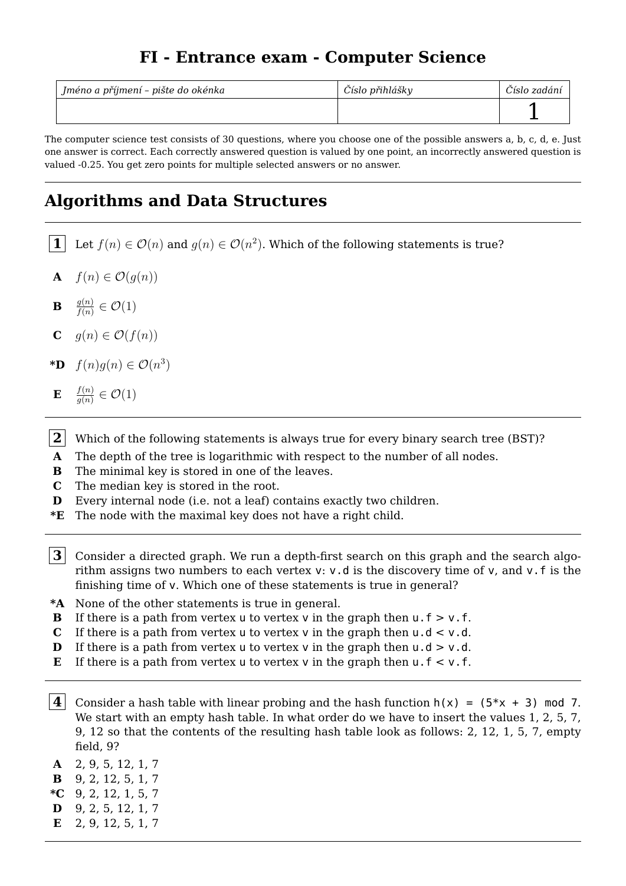# FI - Entrance exam - Computer Science

| *Jméno a příjmení – pište do okénka* | *Číslo přihlášky* | *Číslo zadání* |
|---|---|---|
| | | 1 |

The computer science test consists of 30 questions, where you choose one of the possible answers a, b, c, d, e. Just one answer is correct. Each correctly answered question is valued by one point, an incorrectly answered question is valued -0.25. You get zero points for multiple selected answers or no answer.

---

## Algorithms and Data Structures

---

**1** Let $f(n) \in \mathcal{O}(n)$ and $g(n) \in \mathcal{O}(n^2)$. Which of the following statements is true?

- **A** $f(n) \in \mathcal{O}(g(n))$
- **B** $\frac{g(n)}{f(n)} \in \mathcal{O}(1)$
- **C** $g(n) \in \mathcal{O}(f(n))$
- ***D** $f(n)g(n) \in \mathcal{O}(n^3)$
- **E** $\frac{f(n)}{g(n)} \in \mathcal{O}(1)$

---

**2** Which of the following statements is always true for every binary search tree (BST)?

- **A** The depth of the tree is logarithmic with respect to the number of all nodes.
- **B** The minimal key is stored in one of the leaves.
- **C** The median key is stored in the root.
- **D** Every internal node (i.e. not a leaf) contains exactly two children.
- ***E** The node with the maximal key does not have a right child.

---

**3** Consider a directed graph. We run a depth-first search on this graph and the search algorithm assigns two numbers to each vertex `v`: `v.d` is the discovery time of `v`, and `v.f` is the finishing time of `v`. Which one of these statements is true in general?

- ***A** None of the other statements is true in general.
- **B** If there is a path from vertex `u` to vertex `v` in the graph then `u.f > v.f`.
- **C** If there is a path from vertex `u` to vertex `v` in the graph then `u.d < v.d`.
- **D** If there is a path from vertex `u` to vertex `v` in the graph then `u.d > v.d`.
- **E** If there is a path from vertex `u` to vertex `v` in the graph then `u.f < v.f`.

---

**4** Consider a hash table with linear probing and the hash function `h(x) = (5*x + 3) mod 7`. We start with an empty hash table. In what order do we have to insert the values 1, 2, 5, 7, 9, 12 so that the contents of the resulting hash table look as follows: 2, 12, 1, 5, 7, empty field, 9?

- **A** 2, 9, 5, 12, 1, 7
- **B** 9, 2, 12, 5, 1, 7
- ***C** 9, 2, 12, 1, 5, 7
- **D** 9, 2, 5, 12, 1, 7
- **E** 2, 9, 12, 5, 1, 7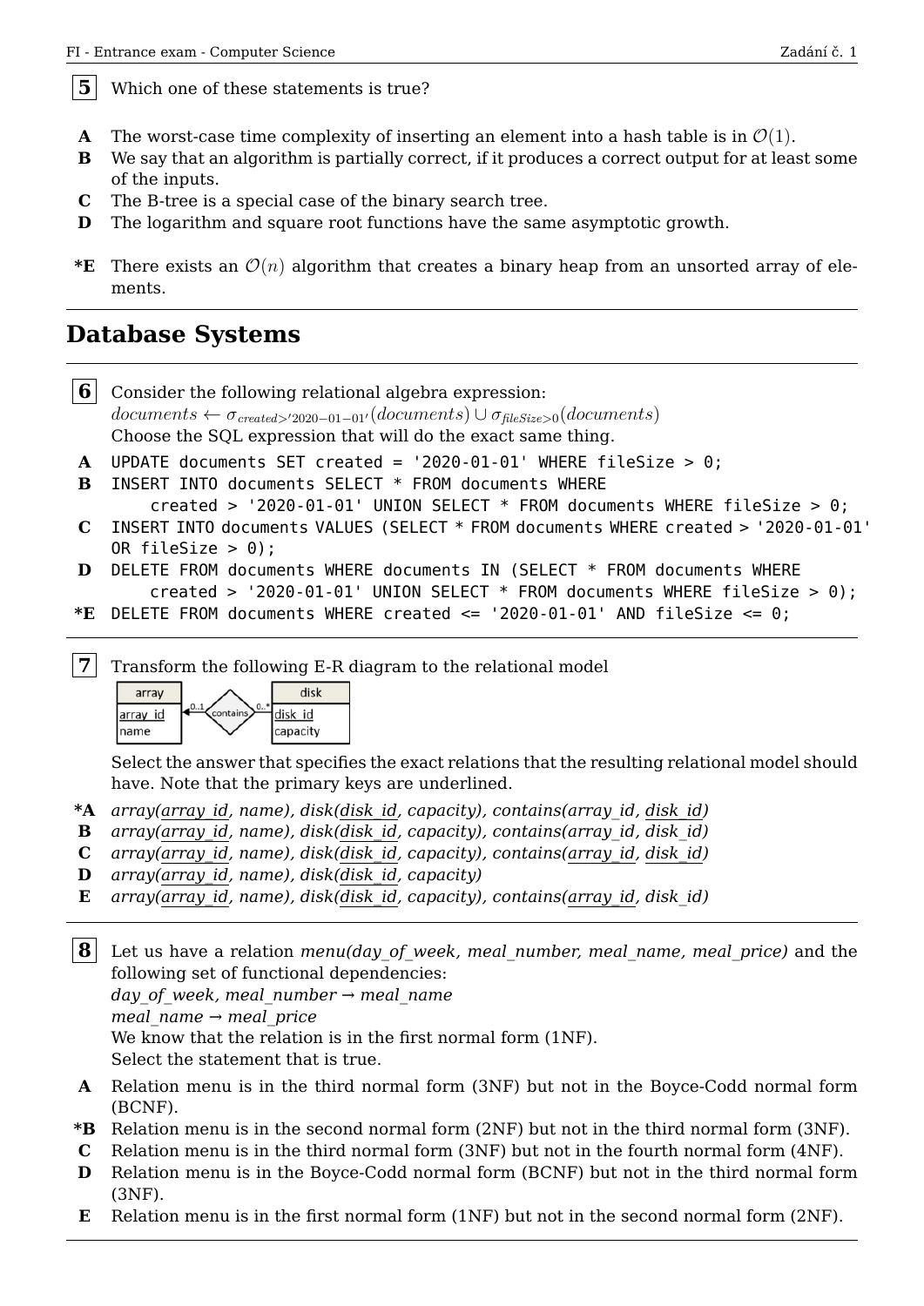**5** Which one of these statements is true?

- **A** The worst-case time complexity of inserting an element into a hash table is in $\mathcal{O}(1)$.
- **B** We say that an algorithm is partially correct, if it produces a correct output for at least some of the inputs.
- **C** The B-tree is a special case of the binary search tree.
- **D** The logarithm and square root functions have the same asymptotic growth.
- ***E** There exists an $\mathcal{O}(n)$ algorithm that creates a binary heap from an unsorted array of elements.

---

## Database Systems

---

**6** Consider the following relational algebra expression:
$documents \leftarrow \sigma_{created>'2020-01-01'}(documents) \cup \sigma_{fileSize>0}(documents)$
Choose the SQL expression that will do the exact same thing.

- **A** `UPDATE documents SET created = '2020-01-01' WHERE fileSize > 0;`
- **B** `INSERT INTO documents SELECT * FROM documents WHERE created > '2020-01-01' UNION SELECT * FROM documents WHERE fileSize > 0;`
- **C** `INSERT INTO documents VALUES (SELECT * FROM documents WHERE created > '2020-01-01' OR fileSize > 0);`
- **D** `DELETE FROM documents WHERE documents IN (SELECT * FROM documents WHERE created > '2020-01-01' UNION SELECT * FROM documents WHERE fileSize > 0);`
- ***E** `DELETE FROM documents WHERE created <= '2020-01-01' AND fileSize <= 0;`

---

**7** Transform the following E-R diagram to the relational model

Select the answer that specifies the exact relations that the resulting relational model should have. Note that the primary keys are underlined.

- ***A** *array(<u>array_id</u>, name), disk(<u>disk_id</u>, capacity), contains(array_id, <u>disk_id</u>)*
- **B** *array(<u>array_id</u>, name), disk(<u>disk_id</u>, capacity), contains(array_id, disk_id)*
- **C** *array(<u>array_id</u>, name), disk(<u>disk_id</u>, capacity), contains(<u>array_id</u>, <u>disk_id</u>)*
- **D** *array(<u>array_id</u>, name), disk(<u>disk_id</u>, capacity)*
- **E** *array(<u>array_id</u>, name), disk(<u>disk_id</u>, capacity), contains(<u>array_id</u>, disk_id)*

---

**8** Let us have a relation *menu(day_of_week, meal_number, meal_name, meal_price)* and the following set of functional dependencies:
*day_of_week, meal_number → meal_name*
*meal_name → meal_price*
We know that the relation is in the first normal form (1NF).
Select the statement that is true.

- **A** Relation menu is in the third normal form (3NF) but not in the Boyce-Codd normal form (BCNF).
- ***B** Relation menu is in the second normal form (2NF) but not in the third normal form (3NF).
- **C** Relation menu is in the third normal form (3NF) but not in the fourth normal form (4NF).
- **D** Relation menu is in the Boyce-Codd normal form (BCNF) but not in the third normal form (3NF).
- **E** Relation menu is in the first normal form (1NF) but not in the second normal form (2NF).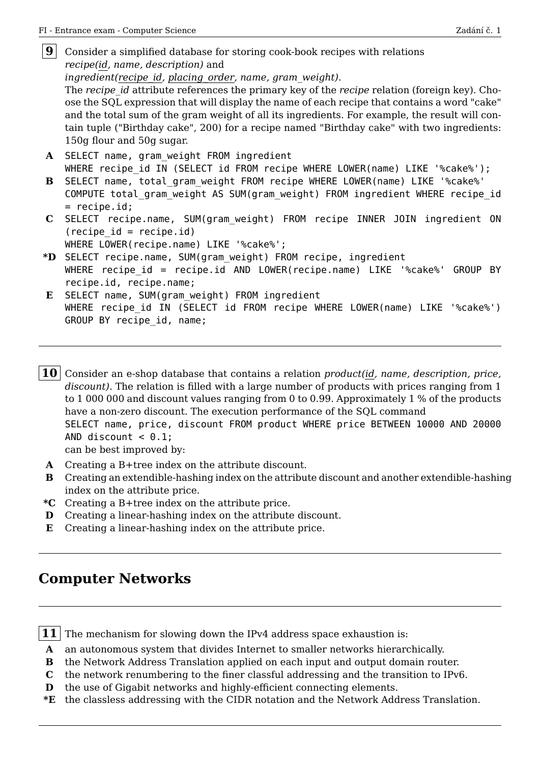**9** Consider a simplified database for storing cook-book recipes with relations *recipe(<u>id</u>, name, description)* and *ingredient(<u>recipe_id</u>, <u>placing_order</u>, name, gram_weight)*.
The *recipe_id* attribute references the primary key of the *recipe* relation (foreign key). Choose the SQL expression that will display the name of each recipe that contains a word "cake" and the total sum of the gram weight of all its ingredients. For example, the result will contain tuple ("Birthday cake", 200) for a recipe named "Birthday cake" with two ingredients: 150g flour and 50g sugar.

**A** `SELECT name, gram_weight FROM ingredient WHERE recipe_id IN (SELECT id FROM recipe WHERE LOWER(name) LIKE '%cake%');`

**B** `SELECT name, total_gram_weight FROM recipe WHERE LOWER(name) LIKE '%cake%' COMPUTE total_gram_weight AS SUM(gram_weight) FROM ingredient WHERE recipe_id = recipe.id;`

**C** `SELECT recipe.name, SUM(gram_weight) FROM recipe INNER JOIN ingredient ON (recipe_id = recipe.id) WHERE LOWER(recipe.name) LIKE '%cake%';`

**\*D** `SELECT recipe.name, SUM(gram_weight) FROM recipe, ingredient WHERE recipe_id = recipe.id AND LOWER(recipe.name) LIKE '%cake%' GROUP BY recipe.id, recipe.name;`

**E** `SELECT name, SUM(gram_weight) FROM ingredient WHERE recipe_id IN (SELECT id FROM recipe WHERE LOWER(name) LIKE '%cake%') GROUP BY recipe_id, name;`

---

**10** Consider an e-shop database that contains a relation *product(<u>id</u>, name, description, price, discount)*. The relation is filled with a large number of products with prices ranging from 1 to 1 000 000 and discount values ranging from 0 to 0.99. Approximately 1 % of the products have a non-zero discount. The execution performance of the SQL command
`SELECT name, price, discount FROM product WHERE price BETWEEN 10000 AND 20000 AND discount < 0.1;`
can be best improved by:

**A** Creating a B+tree index on the attribute discount.

**B** Creating an extendible-hashing index on the attribute discount and another extendible-hashing index on the attribute price.

**\*C** Creating a B+tree index on the attribute price.

**D** Creating a linear-hashing index on the attribute discount.

**E** Creating a linear-hashing index on the attribute price.

---

## Computer Networks

---

**11** The mechanism for slowing down the IPv4 address space exhaustion is:

**A** an autonomous system that divides Internet to smaller networks hierarchically.

**B** the Network Address Translation applied on each input and output domain router.

**C** the network renumbering to the finer classful addressing and the transition to IPv6.

**D** the use of Gigabit networks and highly-efficient connecting elements.

**\*E** the classless addressing with the CIDR notation and the Network Address Translation.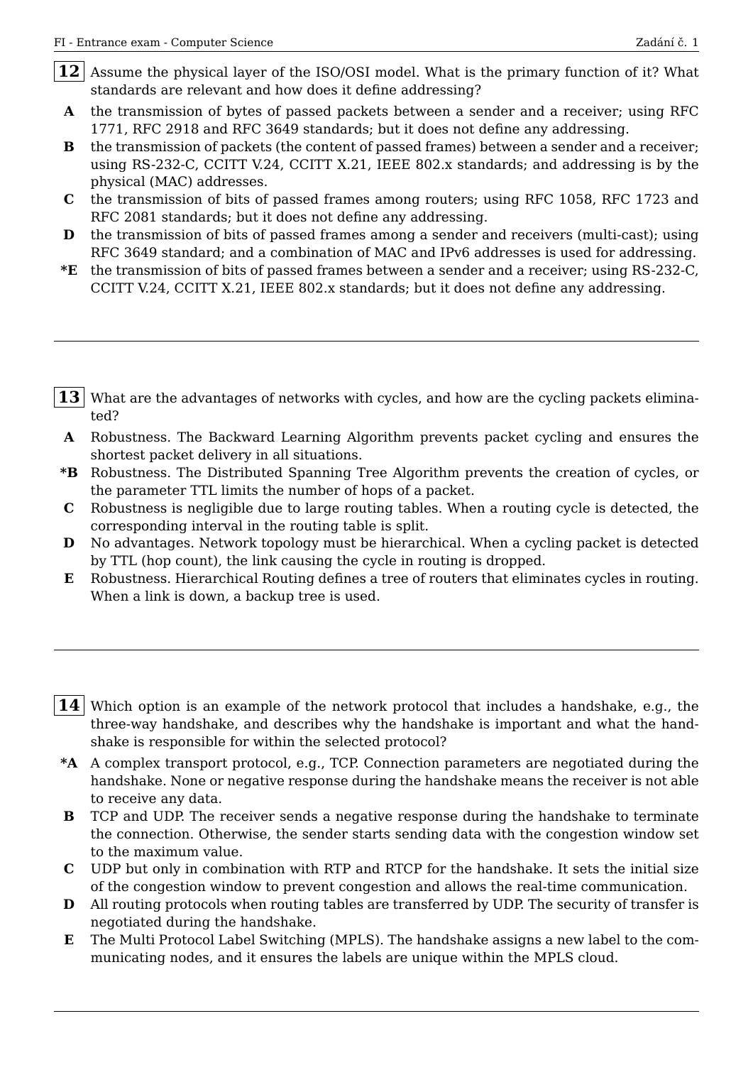**12** Assume the physical layer of the ISO/OSI model. What is the primary function of it? What standards are relevant and how does it define addressing?

- **A** the transmission of bytes of passed packets between a sender and a receiver; using RFC 1771, RFC 2918 and RFC 3649 standards; but it does not define any addressing.
- **B** the transmission of packets (the content of passed frames) between a sender and a receiver; using RS-232-C, CCITT V.24, CCITT X.21, IEEE 802.x standards; and addressing is by the physical (MAC) addresses.
- **C** the transmission of bits of passed frames among routers; using RFC 1058, RFC 1723 and RFC 2081 standards; but it does not define any addressing.
- **D** the transmission of bits of passed frames among a sender and receivers (multi-cast); using RFC 3649 standard; and a combination of MAC and IPv6 addresses is used for addressing.
- ***E** the transmission of bits of passed frames between a sender and a receiver; using RS-232-C, CCITT V.24, CCITT X.21, IEEE 802.x standards; but it does not define any addressing.

---

**13** What are the advantages of networks with cycles, and how are the cycling packets eliminated?

- **A** Robustness. The Backward Learning Algorithm prevents packet cycling and ensures the shortest packet delivery in all situations.
- ***B** Robustness. The Distributed Spanning Tree Algorithm prevents the creation of cycles, or the parameter TTL limits the number of hops of a packet.
- **C** Robustness is negligible due to large routing tables. When a routing cycle is detected, the corresponding interval in the routing table is split.
- **D** No advantages. Network topology must be hierarchical. When a cycling packet is detected by TTL (hop count), the link causing the cycle in routing is dropped.
- **E** Robustness. Hierarchical Routing defines a tree of routers that eliminates cycles in routing. When a link is down, a backup tree is used.

---

**14** Which option is an example of the network protocol that includes a handshake, e.g., the three-way handshake, and describes why the handshake is important and what the handshake is responsible for within the selected protocol?

- ***A** A complex transport protocol, e.g., TCP. Connection parameters are negotiated during the handshake. None or negative response during the handshake means the receiver is not able to receive any data.
- **B** TCP and UDP. The receiver sends a negative response during the handshake to terminate the connection. Otherwise, the sender starts sending data with the congestion window set to the maximum value.
- **C** UDP but only in combination with RTP and RTCP for the handshake. It sets the initial size of the congestion window to prevent congestion and allows the real-time communication.
- **D** All routing protocols when routing tables are transferred by UDP. The security of transfer is negotiated during the handshake.
- **E** The Multi Protocol Label Switching (MPLS). The handshake assigns a new label to the communicating nodes, and it ensures the labels are unique within the MPLS cloud.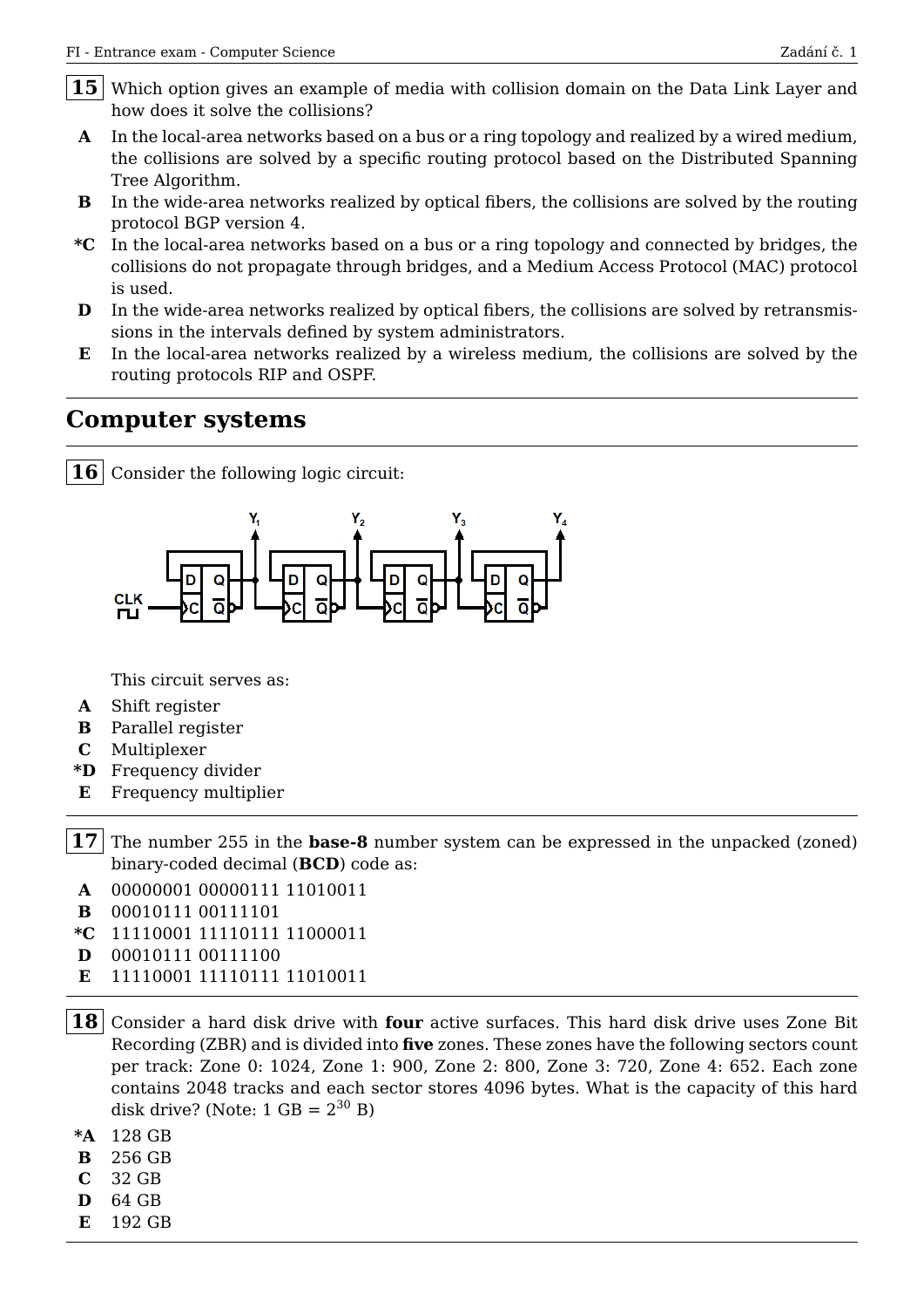**15** Which option gives an example of media with collision domain on the Data Link Layer and how does it solve the collisions?

- **A** In the local-area networks based on a bus or a ring topology and realized by a wired medium, the collisions are solved by a specific routing protocol based on the Distributed Spanning Tree Algorithm.
- **B** In the wide-area networks realized by optical fibers, the collisions are solved by the routing protocol BGP version 4.
- ***C** In the local-area networks based on a bus or a ring topology and connected by bridges, the collisions do not propagate through bridges, and a Medium Access Protocol (MAC) protocol is used.
- **D** In the wide-area networks realized by optical fibers, the collisions are solved by retransmissions in the intervals defined by system administrators.
- **E** In the local-area networks realized by a wireless medium, the collisions are solved by the routing protocols RIP and OSPF.

---

## Computer systems

---

**16** Consider the following logic circuit:

This circuit serves as:

- **A** Shift register
- **B** Parallel register
- **C** Multiplexer
- ***D** Frequency divider
- **E** Frequency multiplier

---

**17** The number 255 in the **base-8** number system can be expressed in the unpacked (zoned) binary-coded decimal (**BCD**) code as:

- **A** 00000001 00000111 11010011
- **B** 00010111 00111101
- ***C** 11110001 11110111 11000011
- **D** 00010111 00111100
- **E** 11110001 11110111 11010011

---

**18** Consider a hard disk drive with **four** active surfaces. This hard disk drive uses Zone Bit Recording (ZBR) and is divided into **five** zones. These zones have the following sectors count per track: Zone 0: 1024, Zone 1: 900, Zone 2: 800, Zone 3: 720, Zone 4: 652. Each zone contains 2048 tracks and each sector stores 4096 bytes. What is the capacity of this hard disk drive? (Note: 1 GB = $2^{30}$ B)

- ***A** 128 GB
- **B** 256 GB
- **C** 32 GB
- **D** 64 GB
- **E** 192 GB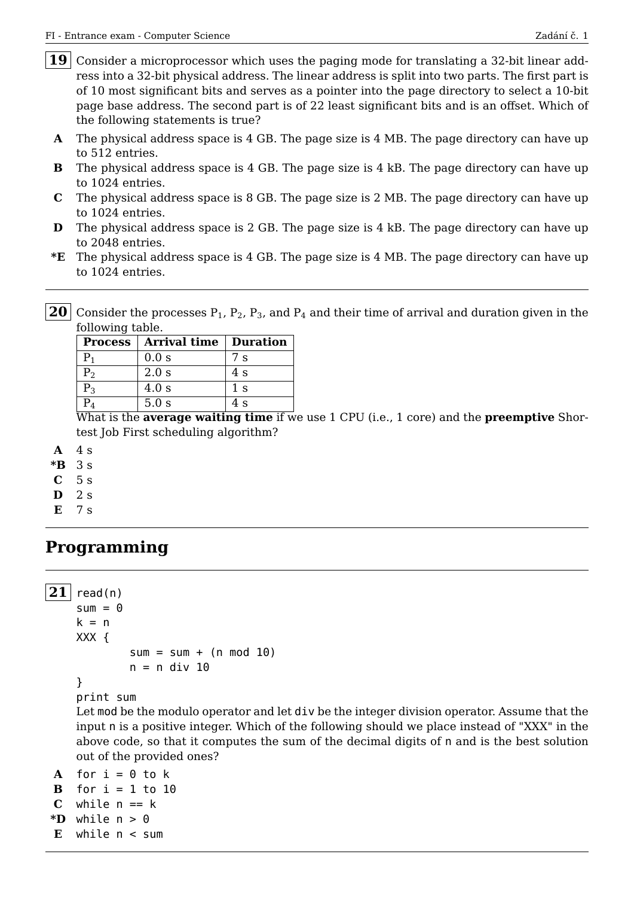**19** Consider a microprocessor which uses the paging mode for translating a 32-bit linear address into a 32-bit physical address. The linear address is split into two parts. The first part is of 10 most significant bits and serves as a pointer into the page directory to select a 10-bit page base address. The second part is of 22 least significant bits and is an offset. Which of the following statements is true?

- **A** The physical address space is 4 GB. The page size is 4 MB. The page directory can have up to 512 entries.
- **B** The physical address space is 4 GB. The page size is 4 kB. The page directory can have up to 1024 entries.
- **C** The physical address space is 8 GB. The page size is 2 MB. The page directory can have up to 1024 entries.
- **D** The physical address space is 2 GB. The page size is 4 kB. The page directory can have up to 2048 entries.
- ***E** The physical address space is 4 GB. The page size is 4 MB. The page directory can have up to 1024 entries.

---

**20** Consider the processes $P_1$, $P_2$, $P_3$, and $P_4$ and their time of arrival and duration given in the following table.

| Process | Arrival time | Duration |
|---|---|---|
| $P_1$ | 0.0 s | 7 s |
| $P_2$ | 2.0 s | 4 s |
| $P_3$ | 4.0 s | 1 s |
| $P_4$ | 5.0 s | 4 s |

What is the **average waiting time** if we use 1 CPU (i.e., 1 core) and the **preemptive** Shortest Job First scheduling algorithm?

- **A** 4 s
- ***B** 3 s
- **C** 5 s
- **D** 2 s
- **E** 7 s

---

## Programming

---

**21**

```
read(n)
sum = 0
k = n
XXX {
        sum = sum + (n mod 10)
        n = n div 10
}
print sum
```

Let `mod` be the modulo operator and let `div` be the integer division operator. Assume that the input `n` is a positive integer. Which of the following should we place instead of "XXX" in the above code, so that it computes the sum of the decimal digits of `n` and is the best solution out of the provided ones?

- **A** `for i = 0 to k`
- **B** `for i = 1 to 10`
- **C** `while n == k`
- ***D** `while n > 0`
- **E** `while n < sum`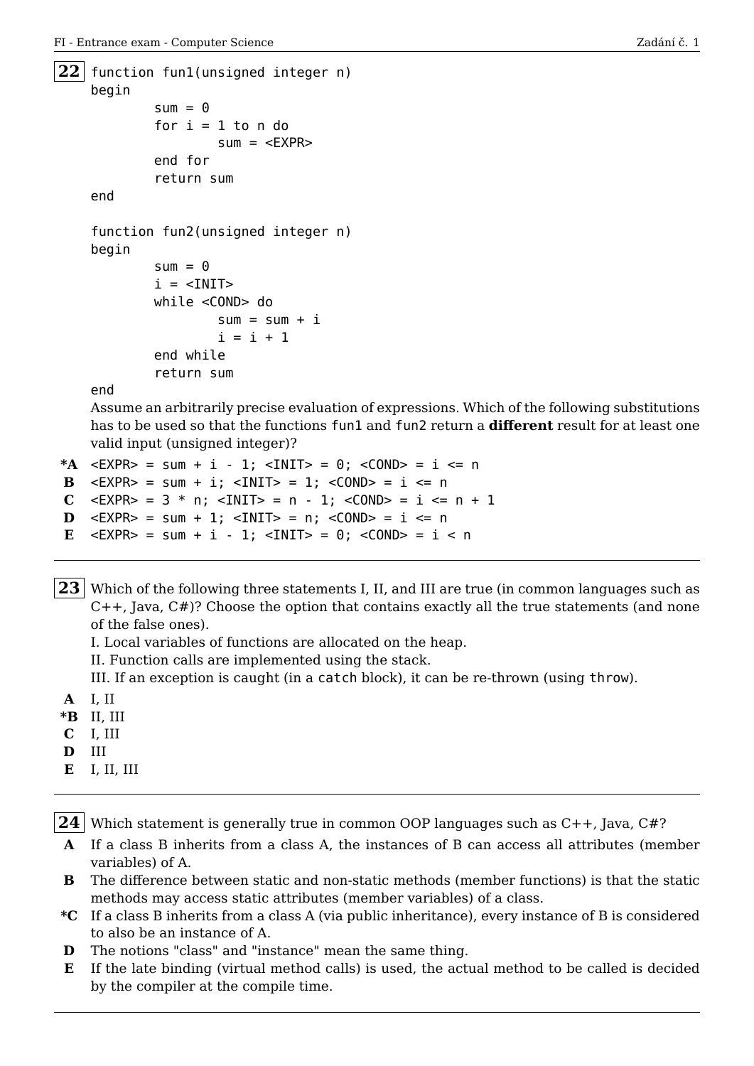**22**

```
function fun1(unsigned integer n)
begin
        sum = 0
        for i = 1 to n do
                sum = <EXPR>
        end for
        return sum
end

function fun2(unsigned integer n)
begin
        sum = 0
        i = <INIT>
        while <COND> do
                sum = sum + i
                i = i + 1
        end while
        return sum
end
```

Assume an arbitrarily precise evaluation of expressions. Which of the following substitutions has to be used so that the functions `fun1` and `fun2` return a **different** result for at least one valid input (unsigned integer)?

- ***A** `<EXPR> = sum + i - 1; <INIT> = 0; <COND> = i <= n`
- **B** `<EXPR> = sum + i; <INIT> = 1; <COND> = i <= n`
- **C** `<EXPR> = 3 * n; <INIT> = n - 1; <COND> = i <= n + 1`
- **D** `<EXPR> = sum + 1; <INIT> = n; <COND> = i <= n`
- **E** `<EXPR> = sum + i - 1; <INIT> = 0; <COND> = i < n`

---

**23** Which of the following three statements I, II, and III are true (in common languages such as C++, Java, C#)? Choose the option that contains exactly all the true statements (and none of the false ones).

I. Local variables of functions are allocated on the heap.
II. Function calls are implemented using the stack.
III. If an exception is caught (in a `catch` block), it can be re-thrown (using `throw`).

- **A** I, II
- ***B** II, III
- **C** I, III
- **D** III
- **E** I, II, III

---

**24** Which statement is generally true in common OOP languages such as C++, Java, C#?

- **A** If a class B inherits from a class A, the instances of B can access all attributes (member variables) of A.
- **B** The difference between static and non-static methods (member functions) is that the static methods may access static attributes (member variables) of a class.
- ***C** If a class B inherits from a class A (via public inheritance), every instance of B is considered to also be an instance of A.
- **D** The notions "class" and "instance" mean the same thing.
- **E** If the late binding (virtual method calls) is used, the actual method to be called is decided by the compiler at the compile time.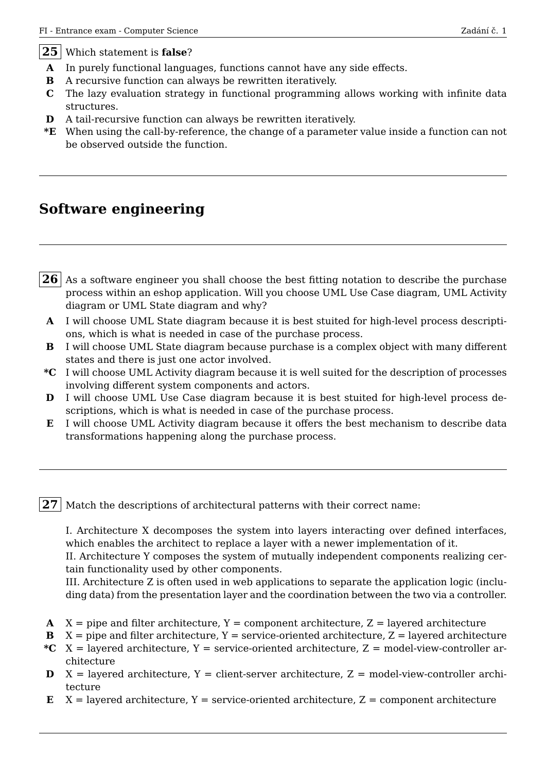**25** Which statement is **false**?

- **A** In purely functional languages, functions cannot have any side effects.
- **B** A recursive function can always be rewritten iteratively.
- **C** The lazy evaluation strategy in functional programming allows working with infinite data structures.
- **D** A tail-recursive function can always be rewritten iteratively.
- ***E** When using the call-by-reference, the change of a parameter value inside a function can not be observed outside the function.

---

## Software engineering

---

**26** As a software engineer you shall choose the best fitting notation to describe the purchase process within an eshop application. Will you choose UML Use Case diagram, UML Activity diagram or UML State diagram and why?

- **A** I will choose UML State diagram because it is best stuited for high-level process descriptions, which is what is needed in case of the purchase process.
- **B** I will choose UML State diagram because purchase is a complex object with many different states and there is just one actor involved.
- ***C** I will choose UML Activity diagram because it is well suited for the description of processes involving different system components and actors.
- **D** I will choose UML Use Case diagram because it is best stuited for high-level process descriptions, which is what is needed in case of the purchase process.
- **E** I will choose UML Activity diagram because it offers the best mechanism to describe data transformations happening along the purchase process.

---

**27** Match the descriptions of architectural patterns with their correct name:

I. Architecture X decomposes the system into layers interacting over defined interfaces, which enables the architect to replace a layer with a newer implementation of it.
II. Architecture Y composes the system of mutually independent components realizing certain functionality used by other components.
III. Architecture Z is often used in web applications to separate the application logic (including data) from the presentation layer and the coordination between the two via a controller.

- **A** X = pipe and filter architecture, Y = component architecture, Z = layered architecture
- **B** X = pipe and filter architecture, Y = service-oriented architecture, Z = layered architecture
- ***C** X = layered architecture, Y = service-oriented architecture, Z = model-view-controller architecture
- **D** X = layered architecture, Y = client-server architecture, Z = model-view-controller architecture
- **E** X = layered architecture, Y = service-oriented architecture, Z = component architecture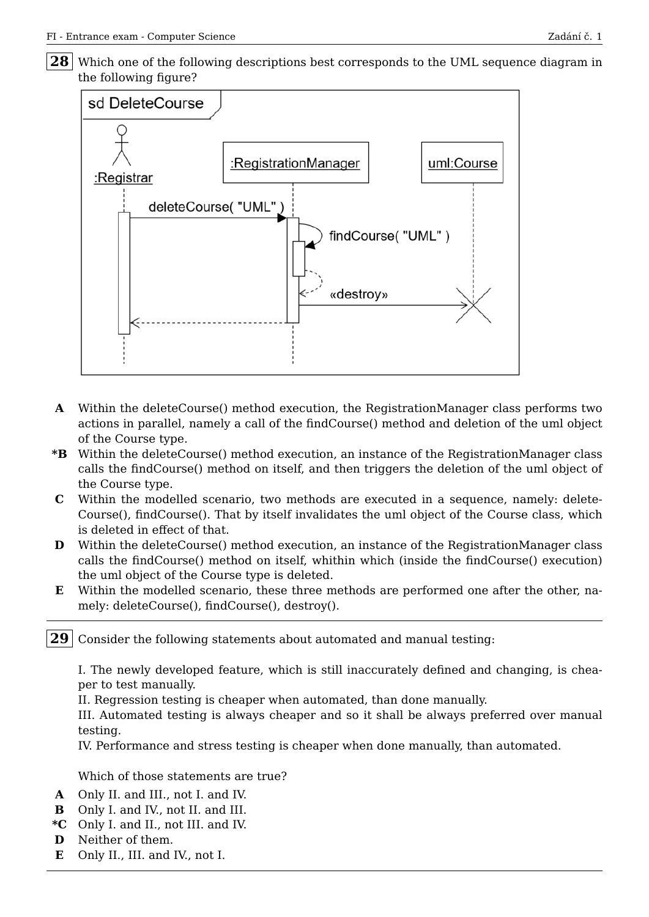**28** Which one of the following descriptions best corresponds to the UML sequence diagram in the following figure?

- **A** Within the deleteCourse() method execution, the RegistrationManager class performs two actions in parallel, namely a call of the findCourse() method and deletion of the uml object of the Course type.
- ***B** Within the deleteCourse() method execution, an instance of the RegistrationManager class calls the findCourse() method on itself, and then triggers the deletion of the uml object of the Course type.
- **C** Within the modelled scenario, two methods are executed in a sequence, namely: deleteCourse(), findCourse(). That by itself invalidates the uml object of the Course class, which is deleted in effect of that.
- **D** Within the deleteCourse() method execution, an instance of the RegistrationManager class calls the findCourse() method on itself, whithin which (inside the findCourse() execution) the uml object of the Course type is deleted.
- **E** Within the modelled scenario, these three methods are performed one after the other, namely: deleteCourse(), findCourse(), destroy().

---

**29** Consider the following statements about automated and manual testing:

I. The newly developed feature, which is still inaccurately defined and changing, is cheaper to test manually.
II. Regression testing is cheaper when automated, than done manually.
III. Automated testing is always cheaper and so it shall be always preferred over manual testing.
IV. Performance and stress testing is cheaper when done manually, than automated.

Which of those statements are true?

- **A** Only II. and III., not I. and IV.
- **B** Only I. and IV., not II. and III.
- ***C** Only I. and II., not III. and IV.
- **D** Neither of them.
- **E** Only II., III. and IV., not I.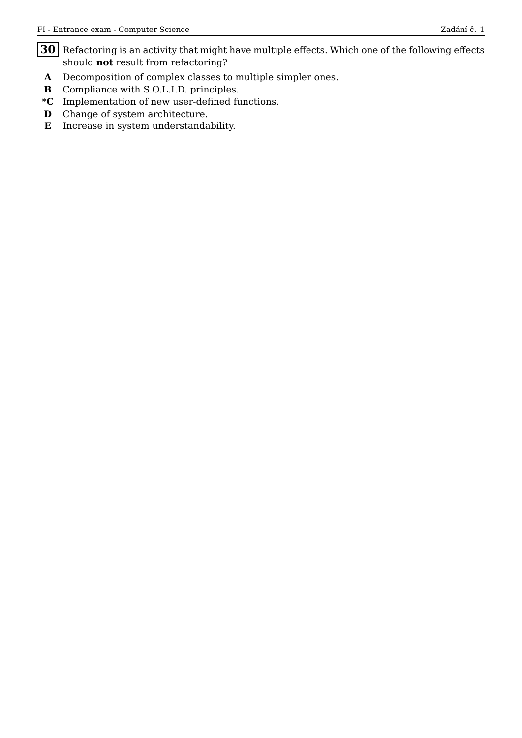**30** Refactoring is an activity that might have multiple effects. Which one of the following effects should **not** result from refactoring?

**A** Decomposition of complex classes to multiple simpler ones.
**B** Compliance with S.O.L.I.D. principles.
***C** Implementation of new user-defined functions.
**D** Change of system architecture.
**E** Increase in system understandability.